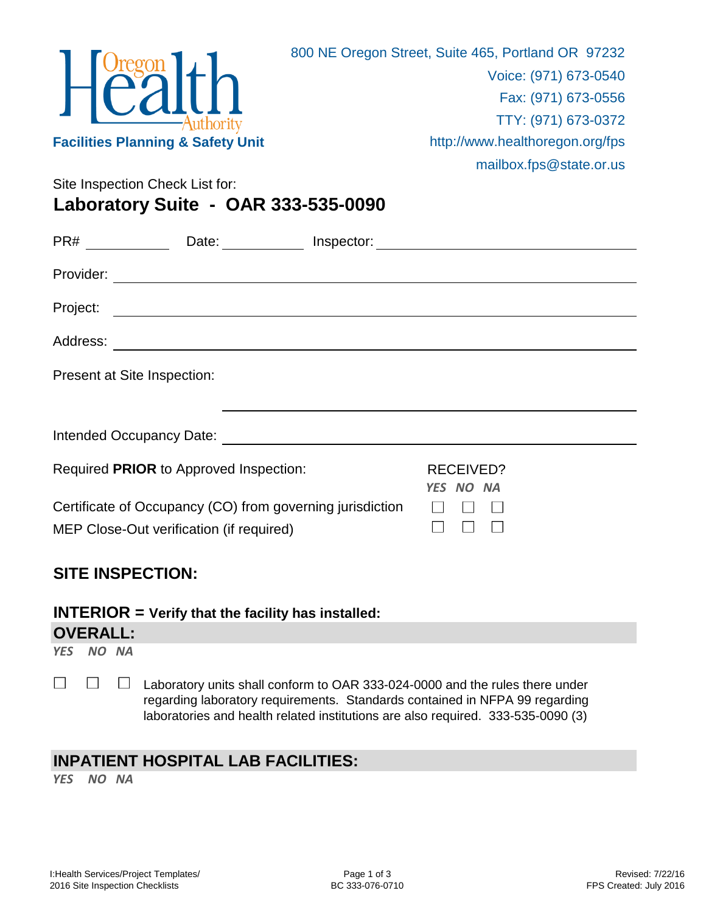Oregon Health Authority

**Facilities Planning & Safety Unit**

800 NE Oregon Street, Suite 465, Portland OR 97232
Voice: (971) 673-0540
Fax: (971) 673-0556
TTY: (971) 673-0372
http://www.healthoregon.org/fps
mailbox.fps@state.or.us

Site Inspection Check List for:

# Laboratory Suite - OAR 333-535-0090

PR# ____________ Date: ____________ Inspector: ______________________________

Provider: ______________________________________________________________

Project: _______________________________________________________________

Address: _______________________________________________________________

Present at Site Inspection:

_______________________________________________

Intended Occupancy Date: _______________________________________________

| Required **PRIOR** to Approved Inspection: | RECEIVED? YES | NO | NA |
|---|---|---|---|
| Certificate of Occupancy (CO) from governing jurisdiction | ☐ | ☐ | ☐ |
| MEP Close-Out verification (if required) | ☐ | ☐ | ☐ |

## SITE INSPECTION:

### INTERIOR = Verify that the facility has installed:

### OVERALL:

| YES | NO | NA | |
|---|---|---|---|
| ☐ | ☐ | ☐ | Laboratory units shall conform to OAR 333-024-0000 and the rules there under regarding laboratory requirements. Standards contained in NFPA 99 regarding laboratories and health related institutions are also required. 333-535-0090 (3) |

### INPATIENT HOSPITAL LAB FACILITIES:

*YES NO NA*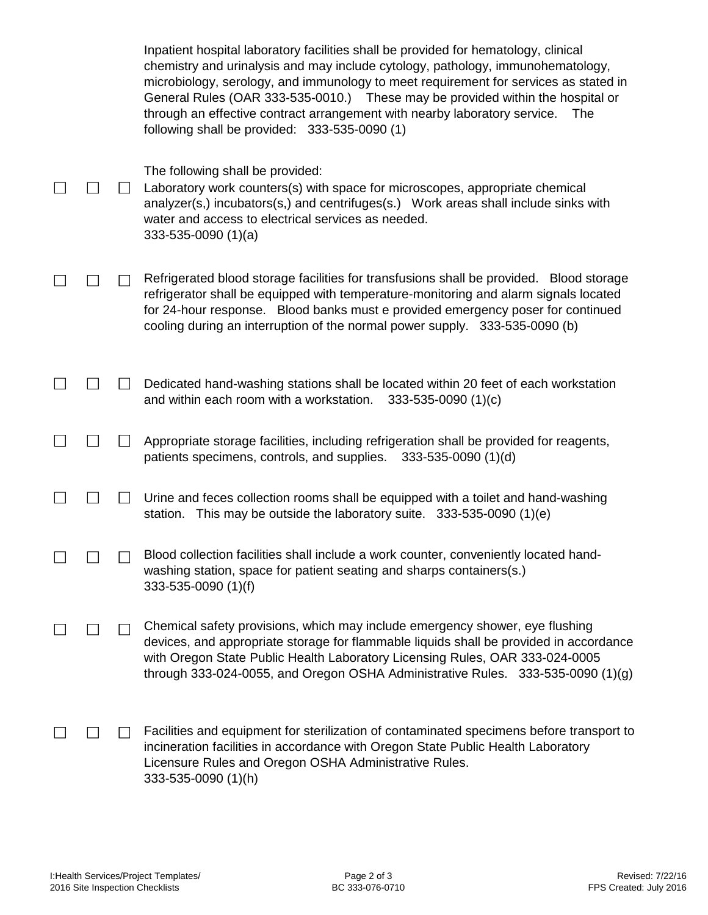Inpatient hospital laboratory facilities shall be provided for hematology, clinical chemistry and urinalysis and may include cytology, pathology, immunohematology, microbiology, serology, and immunology to meet requirement for services as stated in General Rules (OAR 333-535-0010.) These may be provided within the hospital or through an effective contract arrangement with nearby laboratory service. The following shall be provided: 333-535-0090 (1)

The following shall be provided:

☐ ☐ ☐ Laboratory work counters(s) with space for microscopes, appropriate chemical analyzer(s,) incubators(s,) and centrifuges(s.) Work areas shall include sinks with water and access to electrical services as needed. 333-535-0090 (1)(a)

☐ ☐ ☐ Refrigerated blood storage facilities for transfusions shall be provided. Blood storage refrigerator shall be equipped with temperature-monitoring and alarm signals located for 24-hour response. Blood banks must e provided emergency poser for continued cooling during an interruption of the normal power supply. 333-535-0090 (b)

☐ ☐ ☐ Dedicated hand-washing stations shall be located within 20 feet of each workstation and within each room with a workstation. 333-535-0090 (1)(c)

☐ ☐ ☐ Appropriate storage facilities, including refrigeration shall be provided for reagents, patients specimens, controls, and supplies. 333-535-0090 (1)(d)

☐ ☐ ☐ Urine and feces collection rooms shall be equipped with a toilet and hand-washing station. This may be outside the laboratory suite. 333-535-0090 (1)(e)

☐ ☐ ☐ Blood collection facilities shall include a work counter, conveniently located hand-washing station, space for patient seating and sharps containers(s.) 333-535-0090 (1)(f)

☐ ☐ ☐ Chemical safety provisions, which may include emergency shower, eye flushing devices, and appropriate storage for flammable liquids shall be provided in accordance with Oregon State Public Health Laboratory Licensing Rules, OAR 333-024-0005 through 333-024-0055, and Oregon OSHA Administrative Rules. 333-535-0090 (1)(g)

☐ ☐ ☐ Facilities and equipment for sterilization of contaminated specimens before transport to incineration facilities in accordance with Oregon State Public Health Laboratory Licensure Rules and Oregon OSHA Administrative Rules. 333-535-0090 (1)(h)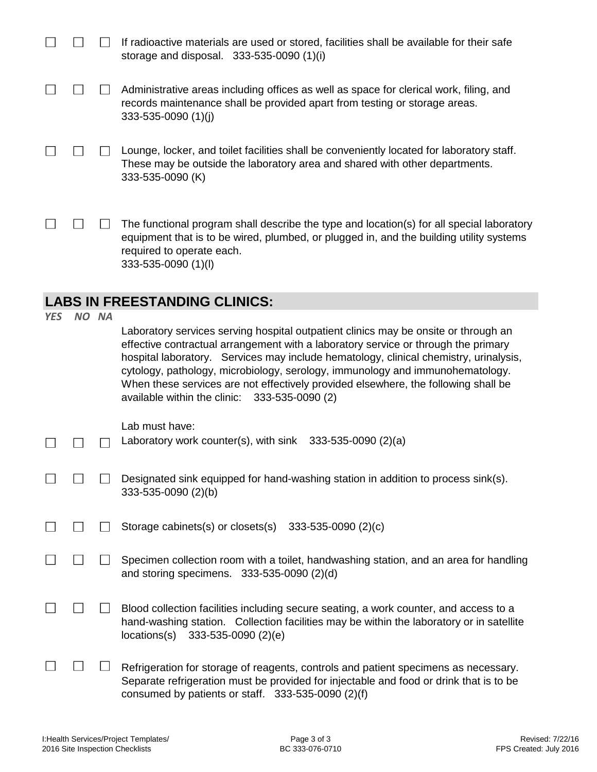☐ ☐ ☐ If radioactive materials are used or stored, facilities shall be available for their safe storage and disposal. 333-535-0090 (1)(i)

☐ ☐ ☐ Administrative areas including offices as well as space for clerical work, filing, and records maintenance shall be provided apart from testing or storage areas. 333-535-0090 (1)(j)

☐ ☐ ☐ Lounge, locker, and toilet facilities shall be conveniently located for laboratory staff. These may be outside the laboratory area and shared with other departments. 333-535-0090 (K)

☐ ☐ ☐ The functional program shall describe the type and location(s) for all special laboratory equipment that is to be wired, plumbed, or plugged in, and the building utility systems required to operate each. 333-535-0090 (1)(l)

## LABS IN FREESTANDING CLINICS:

*YES NO NA*

Laboratory services serving hospital outpatient clinics may be onsite or through an effective contractual arrangement with a laboratory service or through the primary hospital laboratory. Services may include hematology, clinical chemistry, urinalysis, cytology, pathology, microbiology, serology, immunology and immunohematology. When these services are not effectively provided elsewhere, the following shall be available within the clinic: 333-535-0090 (2)

Lab must have:

☐ ☐ ☐ Laboratory work counter(s), with sink 333-535-0090 (2)(a)

☐ ☐ ☐ Designated sink equipped for hand-washing station in addition to process sink(s). 333-535-0090 (2)(b)

☐ ☐ ☐ Storage cabinets(s) or closets(s) 333-535-0090 (2)(c)

☐ ☐ ☐ Specimen collection room with a toilet, handwashing station, and an area for handling and storing specimens. 333-535-0090 (2)(d)

☐ ☐ ☐ Blood collection facilities including secure seating, a work counter, and access to a hand-washing station. Collection facilities may be within the laboratory or in satellite locations(s) 333-535-0090 (2)(e)

☐ ☐ ☐ Refrigeration for storage of reagents, controls and patient specimens as necessary. Separate refrigeration must be provided for injectable and food or drink that is to be consumed by patients or staff. 333-535-0090 (2)(f)